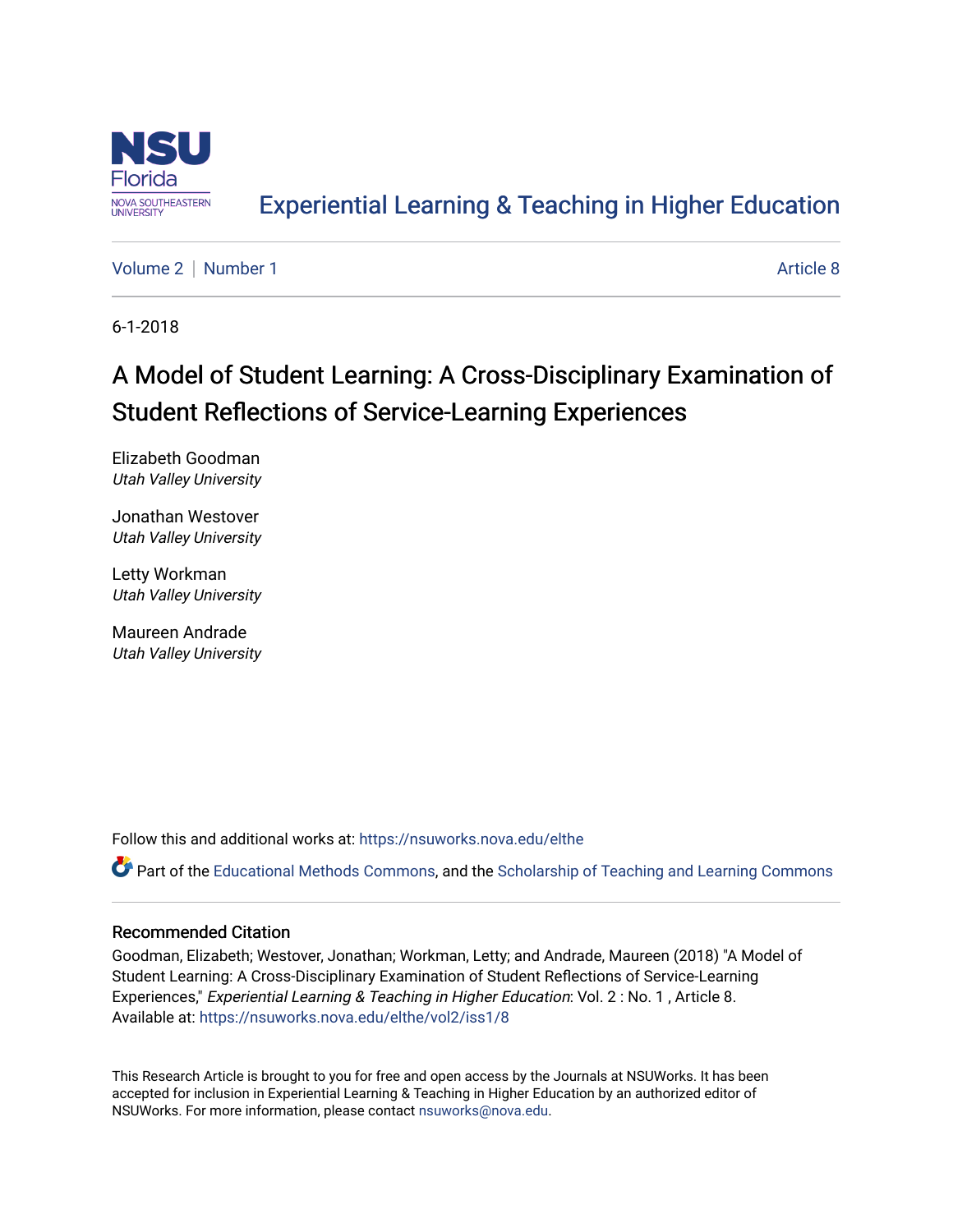# Experiential Learning & Teaching in Higher Education

Volume 2 | Number 1 — Article 8

6-1-2018

## A Model of Student Learning: A Cross-Disciplinary Examination of Student Reflections of Service-Learning Experiences

Elizabeth Goodman
*Utah Valley University*

Jonathan Westover
*Utah Valley University*

Letty Workman
*Utah Valley University*

Maureen Andrade
*Utah Valley University*

Follow this and additional works at: https://nsuworks.nova.edu/elthe

Part of the Educational Methods Commons, and the Scholarship of Teaching and Learning Commons

### Recommended Citation

Goodman, Elizabeth; Westover, Jonathan; Workman, Letty; and Andrade, Maureen (2018) "A Model of Student Learning: A Cross-Disciplinary Examination of Student Reflections of Service-Learning Experiences," *Experiential Learning & Teaching in Higher Education*: Vol. 2 : No. 1 , Article 8.
Available at: https://nsuworks.nova.edu/elthe/vol2/iss1/8

This Research Article is brought to you for free and open access by the Journals at NSUWorks. It has been accepted for inclusion in Experiential Learning & Teaching in Higher Education by an authorized editor of NSUWorks. For more information, please contact nsuworks@nova.edu.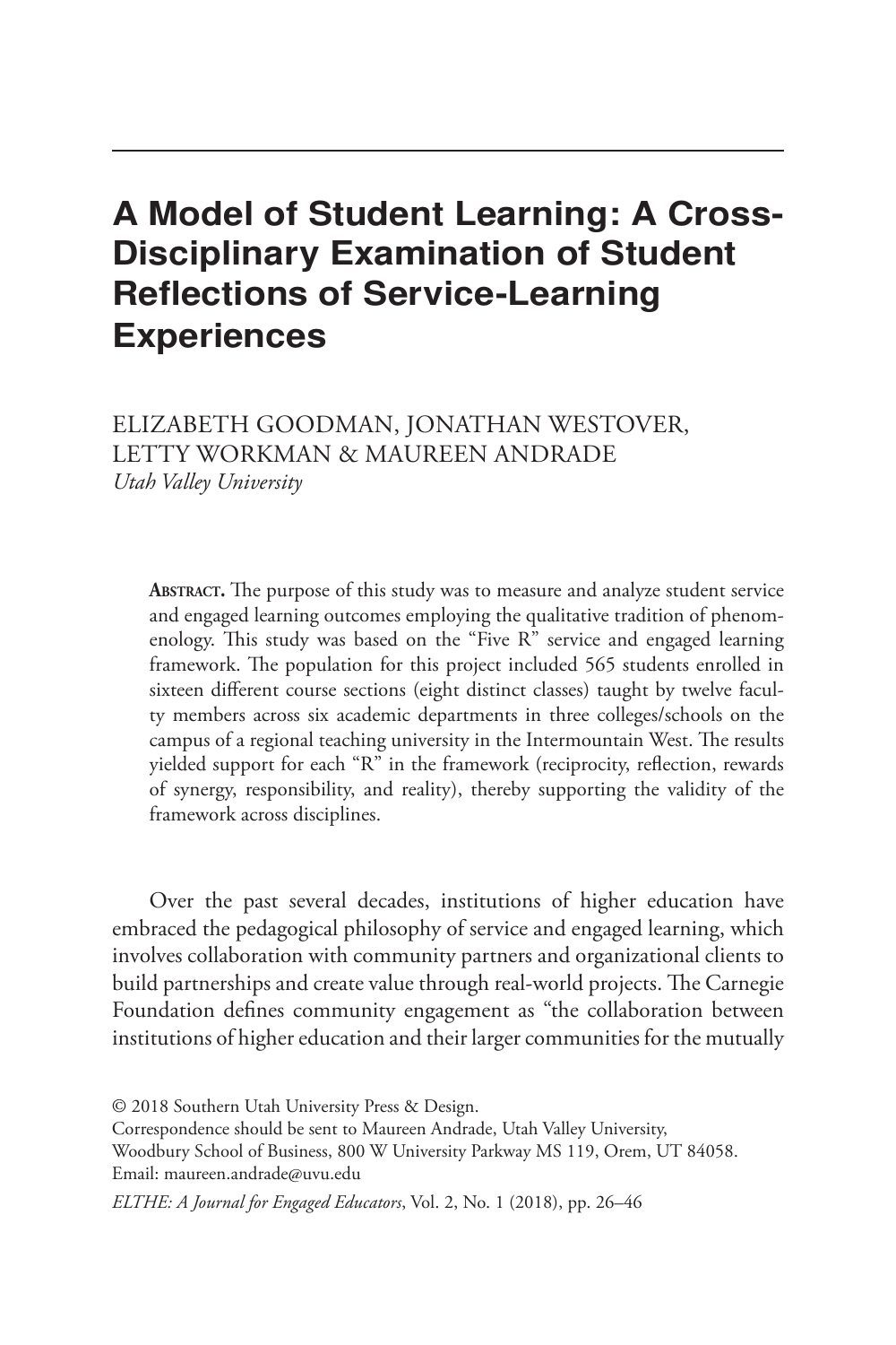# A Model of Student Learning: A Cross-Disciplinary Examination of Student Reflections of Service-Learning Experiences

ELIZABETH GOODMAN, JONATHAN WESTOVER, LETTY WORKMAN & MAUREEN ANDRADE
*Utah Valley University*

**Abstract.** The purpose of this study was to measure and analyze student service and engaged learning outcomes employing the qualitative tradition of phenomenology. This study was based on the "Five R" service and engaged learning framework. The population for this project included 565 students enrolled in sixteen different course sections (eight distinct classes) taught by twelve faculty members across six academic departments in three colleges/schools on the campus of a regional teaching university in the Intermountain West. The results yielded support for each "R" in the framework (reciprocity, reflection, rewards of synergy, responsibility, and reality), thereby supporting the validity of the framework across disciplines.

Over the past several decades, institutions of higher education have embraced the pedagogical philosophy of service and engaged learning, which involves collaboration with community partners and organizational clients to build partnerships and create value through real-world projects. The Carnegie Foundation defines community engagement as "the collaboration between institutions of higher education and their larger communities for the mutually

© 2018 Southern Utah University Press & Design.
Correspondence should be sent to Maureen Andrade, Utah Valley University, Woodbury School of Business, 800 W University Parkway MS 119, Orem, UT 84058. Email: maureen.andrade@uvu.edu

*ELTHE: A Journal for Engaged Educators*, Vol. 2, No. 1 (2018), pp. 26–46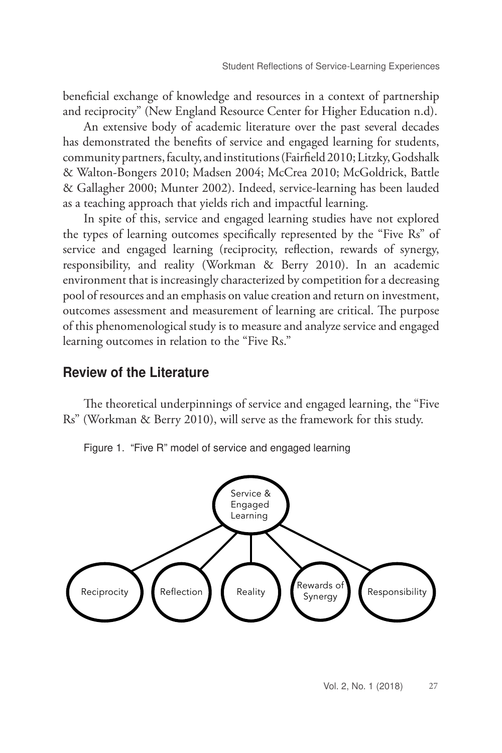beneficial exchange of knowledge and resources in a context of partnership and reciprocity" (New England Resource Center for Higher Education n.d).

An extensive body of academic literature over the past several decades has demonstrated the benefits of service and engaged learning for students, community partners, faculty, and institutions (Fairfield 2010; Litzky, Godshalk & Walton-Bongers 2010; Madsen 2004; McCrea 2010; McGoldrick, Battle & Gallagher 2000; Munter 2002). Indeed, service-learning has been lauded as a teaching approach that yields rich and impactful learning.

In spite of this, service and engaged learning studies have not explored the types of learning outcomes specifically represented by the "Five Rs" of service and engaged learning (reciprocity, reflection, rewards of synergy, responsibility, and reality (Workman & Berry 2010). In an academic environment that is increasingly characterized by competition for a decreasing pool of resources and an emphasis on value creation and return on investment, outcomes assessment and measurement of learning are critical. The purpose of this phenomenological study is to measure and analyze service and engaged learning outcomes in relation to the "Five Rs."

## Review of the Literature

The theoretical underpinnings of service and engaged learning, the "Five Rs" (Workman & Berry 2010), will serve as the framework for this study.

Figure 1. "Five R" model of service and engaged learning

Service & Engaged Learning

Reciprocity | Reflection | Reality | Rewards of Synergy | Responsibility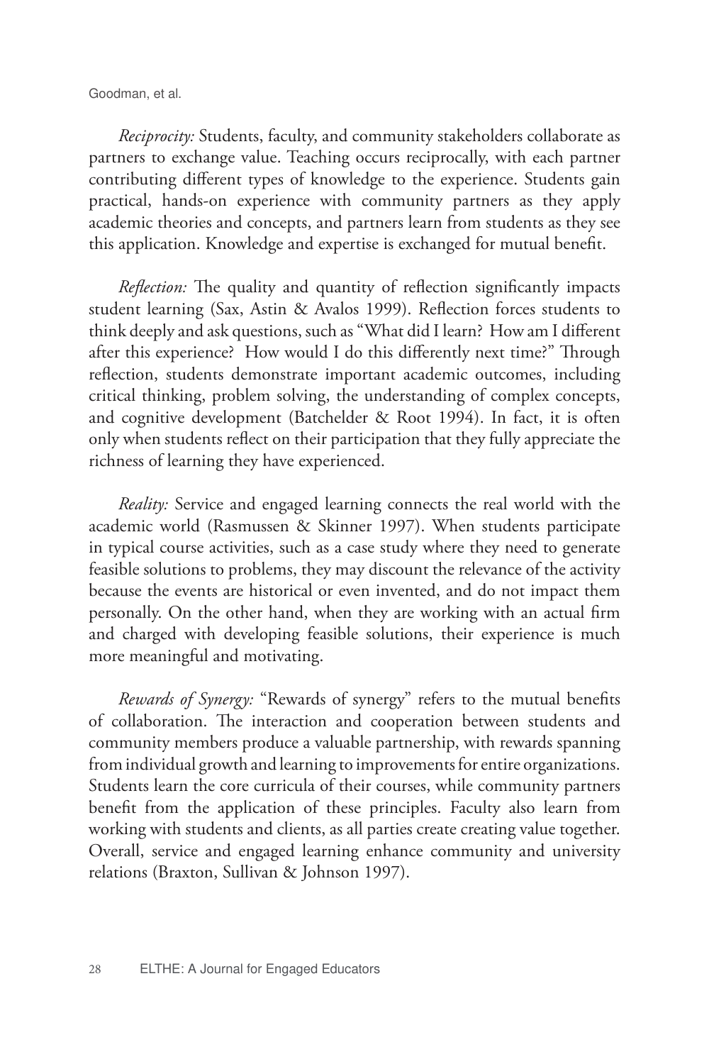*Reciprocity:* Students, faculty, and community stakeholders collaborate as partners to exchange value. Teaching occurs reciprocally, with each partner contributing different types of knowledge to the experience. Students gain practical, hands-on experience with community partners as they apply academic theories and concepts, and partners learn from students as they see this application. Knowledge and expertise is exchanged for mutual benefit.

*Reflection:* The quality and quantity of reflection significantly impacts student learning (Sax, Astin & Avalos 1999). Reflection forces students to think deeply and ask questions, such as "What did I learn? How am I different after this experience? How would I do this differently next time?" Through reflection, students demonstrate important academic outcomes, including critical thinking, problem solving, the understanding of complex concepts, and cognitive development (Batchelder & Root 1994). In fact, it is often only when students reflect on their participation that they fully appreciate the richness of learning they have experienced.

*Reality:* Service and engaged learning connects the real world with the academic world (Rasmussen & Skinner 1997). When students participate in typical course activities, such as a case study where they need to generate feasible solutions to problems, they may discount the relevance of the activity because the events are historical or even invented, and do not impact them personally. On the other hand, when they are working with an actual firm and charged with developing feasible solutions, their experience is much more meaningful and motivating.

*Rewards of Synergy:* "Rewards of synergy" refers to the mutual benefits of collaboration. The interaction and cooperation between students and community members produce a valuable partnership, with rewards spanning from individual growth and learning to improvements for entire organizations. Students learn the core curricula of their courses, while community partners benefit from the application of these principles. Faculty also learn from working with students and clients, as all parties create creating value together. Overall, service and engaged learning enhance community and university relations (Braxton, Sullivan & Johnson 1997).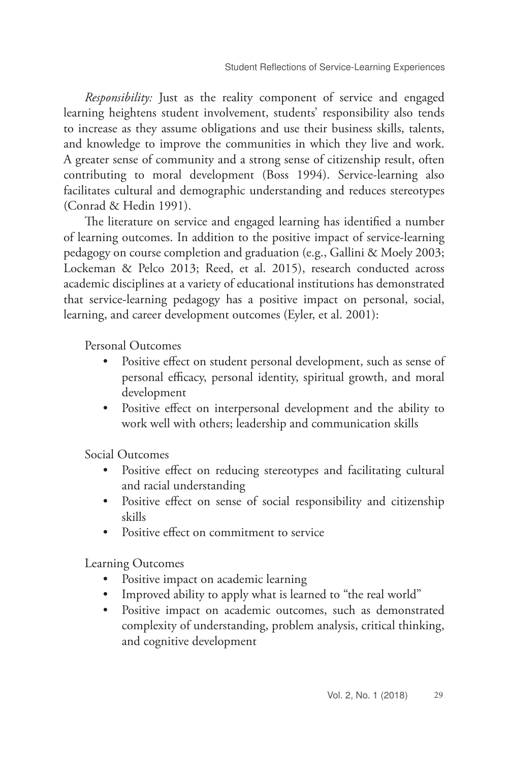*Responsibility:* Just as the reality component of service and engaged learning heightens student involvement, students' responsibility also tends to increase as they assume obligations and use their business skills, talents, and knowledge to improve the communities in which they live and work. A greater sense of community and a strong sense of citizenship result, often contributing to moral development (Boss 1994). Service-learning also facilitates cultural and demographic understanding and reduces stereotypes (Conrad & Hedin 1991).

The literature on service and engaged learning has identified a number of learning outcomes. In addition to the positive impact of service-learning pedagogy on course completion and graduation (e.g., Gallini & Moely 2003; Lockeman & Pelco 2013; Reed, et al. 2015), research conducted across academic disciplines at a variety of educational institutions has demonstrated that service-learning pedagogy has a positive impact on personal, social, learning, and career development outcomes (Eyler, et al. 2001):

Personal Outcomes

- Positive effect on student personal development, such as sense of personal efficacy, personal identity, spiritual growth, and moral development
- Positive effect on interpersonal development and the ability to work well with others; leadership and communication skills

Social Outcomes

- Positive effect on reducing stereotypes and facilitating cultural and racial understanding
- Positive effect on sense of social responsibility and citizenship skills
- Positive effect on commitment to service

Learning Outcomes

- Positive impact on academic learning
- Improved ability to apply what is learned to "the real world"
- Positive impact on academic outcomes, such as demonstrated complexity of understanding, problem analysis, critical thinking, and cognitive development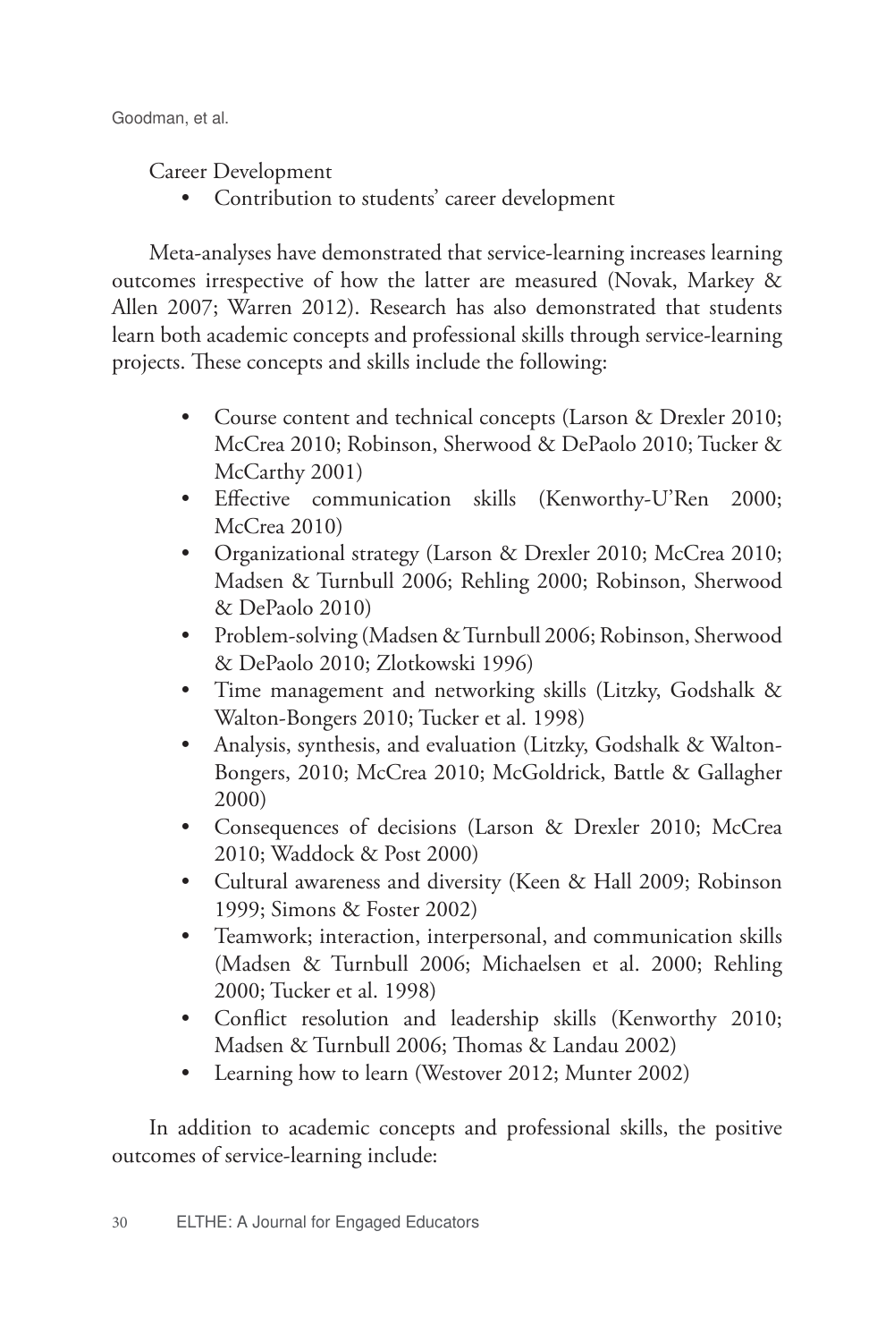Career Development

- Contribution to students' career development

Meta-analyses have demonstrated that service-learning increases learning outcomes irrespective of how the latter are measured (Novak, Markey & Allen 2007; Warren 2012). Research has also demonstrated that students learn both academic concepts and professional skills through service-learning projects. These concepts and skills include the following:

- Course content and technical concepts (Larson & Drexler 2010; McCrea 2010; Robinson, Sherwood & DePaolo 2010; Tucker & McCarthy 2001)
- Effective communication skills (Kenworthy-U'Ren 2000; McCrea 2010)
- Organizational strategy (Larson & Drexler 2010; McCrea 2010; Madsen & Turnbull 2006; Rehling 2000; Robinson, Sherwood & DePaolo 2010)
- Problem-solving (Madsen & Turnbull 2006; Robinson, Sherwood & DePaolo 2010; Zlotkowski 1996)
- Time management and networking skills (Litzky, Godshalk & Walton-Bongers 2010; Tucker et al. 1998)
- Analysis, synthesis, and evaluation (Litzky, Godshalk & Walton-Bongers, 2010; McCrea 2010; McGoldrick, Battle & Gallagher 2000)
- Consequences of decisions (Larson & Drexler 2010; McCrea 2010; Waddock & Post 2000)
- Cultural awareness and diversity (Keen & Hall 2009; Robinson 1999; Simons & Foster 2002)
- Teamwork; interaction, interpersonal, and communication skills (Madsen & Turnbull 2006; Michaelsen et al. 2000; Rehling 2000; Tucker et al. 1998)
- Conflict resolution and leadership skills (Kenworthy 2010; Madsen & Turnbull 2006; Thomas & Landau 2002)
- Learning how to learn (Westover 2012; Munter 2002)

In addition to academic concepts and professional skills, the positive outcomes of service-learning include: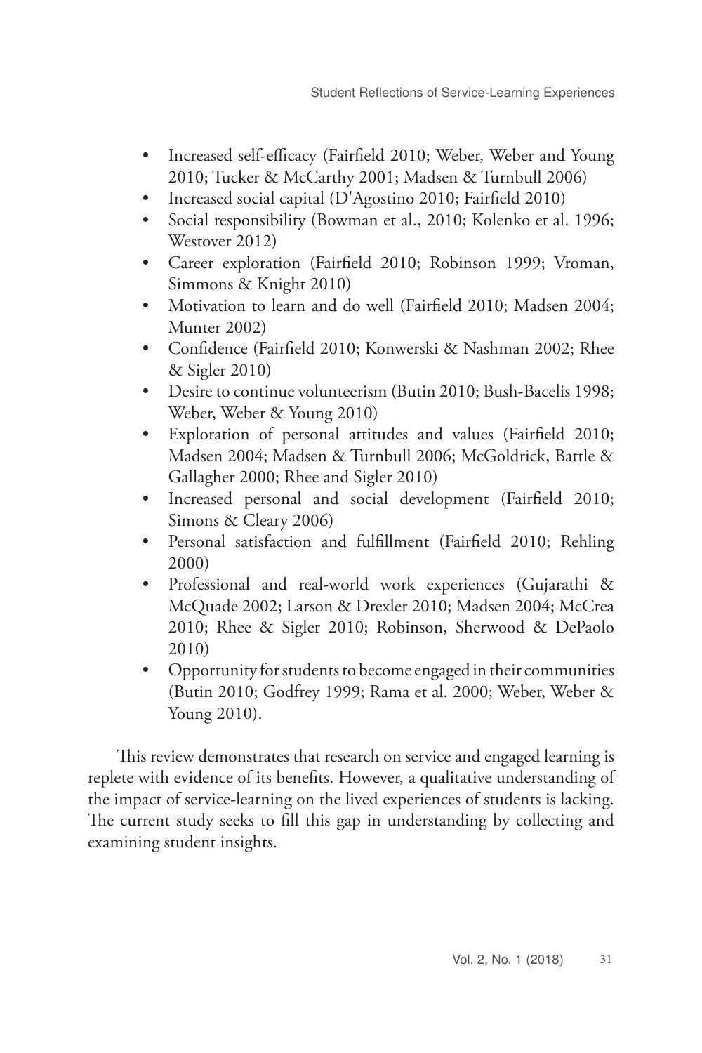- Increased self-efficacy (Fairfield 2010; Weber, Weber and Young 2010; Tucker & McCarthy 2001; Madsen & Turnbull 2006)
- Increased social capital (D'Agostino 2010; Fairfield 2010)
- Social responsibility (Bowman et al., 2010; Kolenko et al. 1996; Westover 2012)
- Career exploration (Fairfield 2010; Robinson 1999; Vroman, Simmons & Knight 2010)
- Motivation to learn and do well (Fairfield 2010; Madsen 2004; Munter 2002)
- Confidence (Fairfield 2010; Konwerski & Nashman 2002; Rhee & Sigler 2010)
- Desire to continue volunteerism (Butin 2010; Bush-Bacelis 1998; Weber, Weber & Young 2010)
- Exploration of personal attitudes and values (Fairfield 2010; Madsen 2004; Madsen & Turnbull 2006; McGoldrick, Battle & Gallagher 2000; Rhee and Sigler 2010)
- Increased personal and social development (Fairfield 2010; Simons & Cleary 2006)
- Personal satisfaction and fulfillment (Fairfield 2010; Rehling 2000)
- Professional and real-world work experiences (Gujarathi & McQuade 2002; Larson & Drexler 2010; Madsen 2004; McCrea 2010; Rhee & Sigler 2010; Robinson, Sherwood & DePaolo 2010)
- Opportunity for students to become engaged in their communities (Butin 2010; Godfrey 1999; Rama et al. 2000; Weber, Weber & Young 2010).

This review demonstrates that research on service and engaged learning is replete with evidence of its benefits. However, a qualitative understanding of the impact of service-learning on the lived experiences of students is lacking. The current study seeks to fill this gap in understanding by collecting and examining student insights.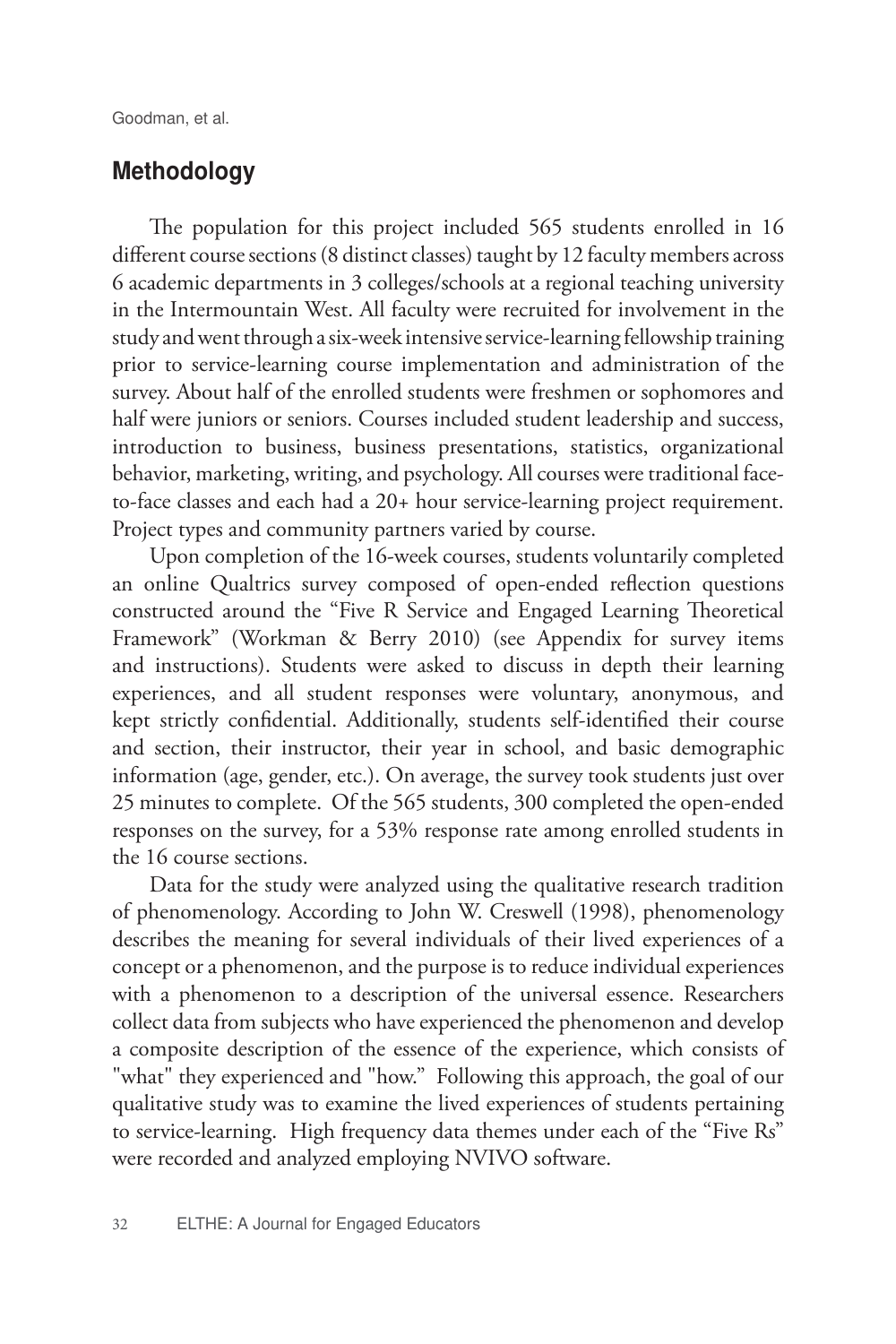## Methodology

The population for this project included 565 students enrolled in 16 different course sections (8 distinct classes) taught by 12 faculty members across 6 academic departments in 3 colleges/schools at a regional teaching university in the Intermountain West. All faculty were recruited for involvement in the study and went through a six-week intensive service-learning fellowship training prior to service-learning course implementation and administration of the survey. About half of the enrolled students were freshmen or sophomores and half were juniors or seniors. Courses included student leadership and success, introduction to business, business presentations, statistics, organizational behavior, marketing, writing, and psychology. All courses were traditional face-to-face classes and each had a 20+ hour service-learning project requirement. Project types and community partners varied by course.

Upon completion of the 16-week courses, students voluntarily completed an online Qualtrics survey composed of open-ended reflection questions constructed around the "Five R Service and Engaged Learning Theoretical Framework" (Workman & Berry 2010) (see Appendix for survey items and instructions). Students were asked to discuss in depth their learning experiences, and all student responses were voluntary, anonymous, and kept strictly confidential. Additionally, students self-identified their course and section, their instructor, their year in school, and basic demographic information (age, gender, etc.). On average, the survey took students just over 25 minutes to complete. Of the 565 students, 300 completed the open-ended responses on the survey, for a 53% response rate among enrolled students in the 16 course sections.

Data for the study were analyzed using the qualitative research tradition of phenomenology. According to John W. Creswell (1998), phenomenology describes the meaning for several individuals of their lived experiences of a concept or a phenomenon, and the purpose is to reduce individual experiences with a phenomenon to a description of the universal essence. Researchers collect data from subjects who have experienced the phenomenon and develop a composite description of the essence of the experience, which consists of "what" they experienced and "how." Following this approach, the goal of our qualitative study was to examine the lived experiences of students pertaining to service-learning. High frequency data themes under each of the "Five Rs" were recorded and analyzed employing NVIVO software.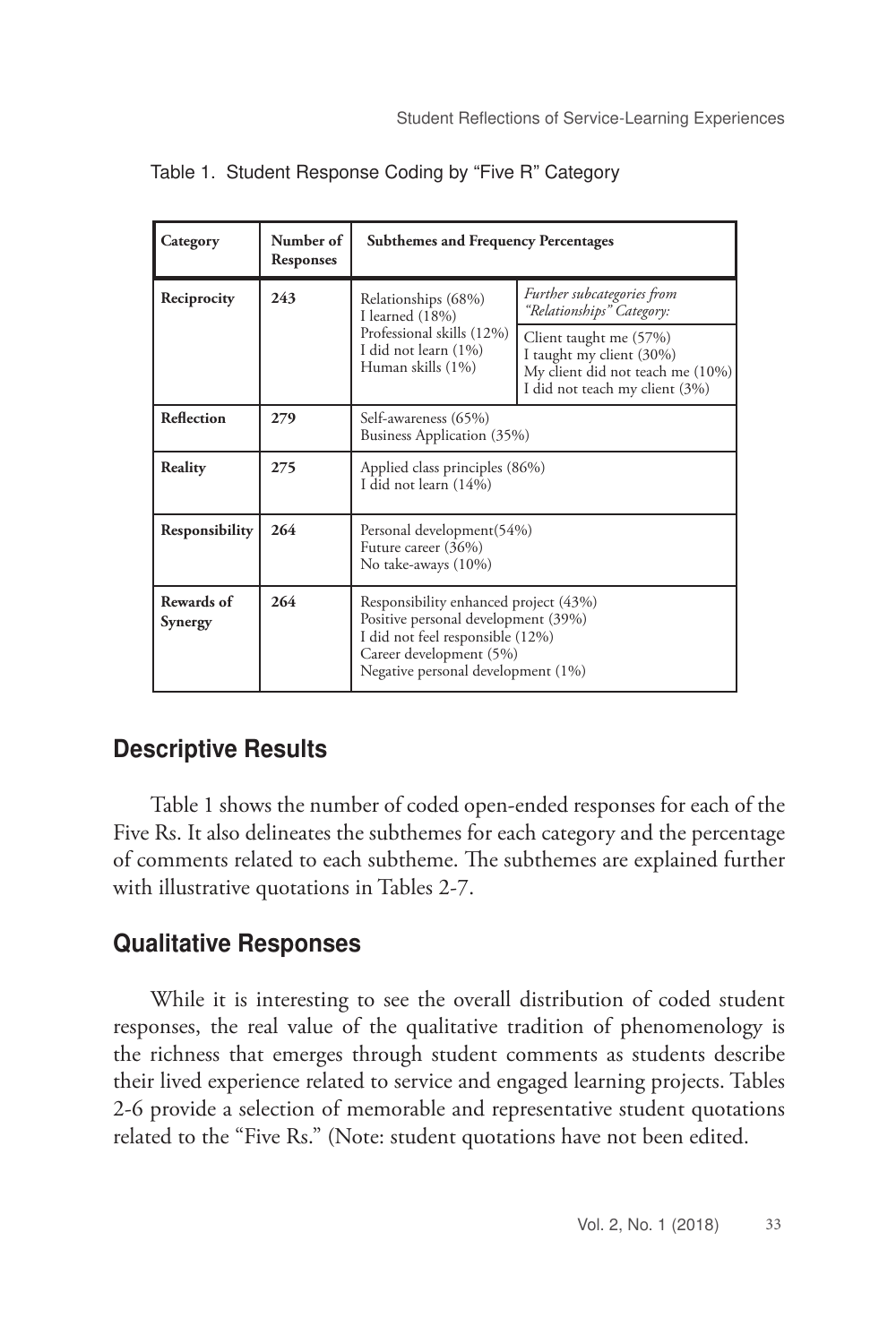Table 1. Student Response Coding by "Five R" Category

| Category | Number of Responses | Subthemes and Frequency Percentages | |
|---|---|---|---|
| Reciprocity | 243 | Relationships (68%)<br>I learned (18%)<br>Professional skills (12%)<br>I did not learn (1%)<br>Human skills (1%) | *Further subcategories from "Relationships" Category:*<br>Client taught me (57%)<br>I taught my client (30%)<br>My client did not teach me (10%)<br>I did not teach my client (3%) |
| Reflection | 279 | Self-awareness (65%)<br>Business Application (35%) | |
| Reality | 275 | Applied class principles (86%)<br>I did not learn (14%) | |
| Responsibility | 264 | Personal development(54%)<br>Future career (36%)<br>No take-aways (10%) | |
| Rewards of Synergy | 264 | Responsibility enhanced project (43%)<br>Positive personal development (39%)<br>I did not feel responsible (12%)<br>Career development (5%)<br>Negative personal development (1%) | |

## Descriptive Results

Table 1 shows the number of coded open-ended responses for each of the Five Rs. It also delineates the subthemes for each category and the percentage of comments related to each subtheme. The subthemes are explained further with illustrative quotations in Tables 2-7.

## Qualitative Responses

While it is interesting to see the overall distribution of coded student responses, the real value of the qualitative tradition of phenomenology is the richness that emerges through student comments as students describe their lived experience related to service and engaged learning projects. Tables 2-6 provide a selection of memorable and representative student quotations related to the "Five Rs." (Note: student quotations have not been edited.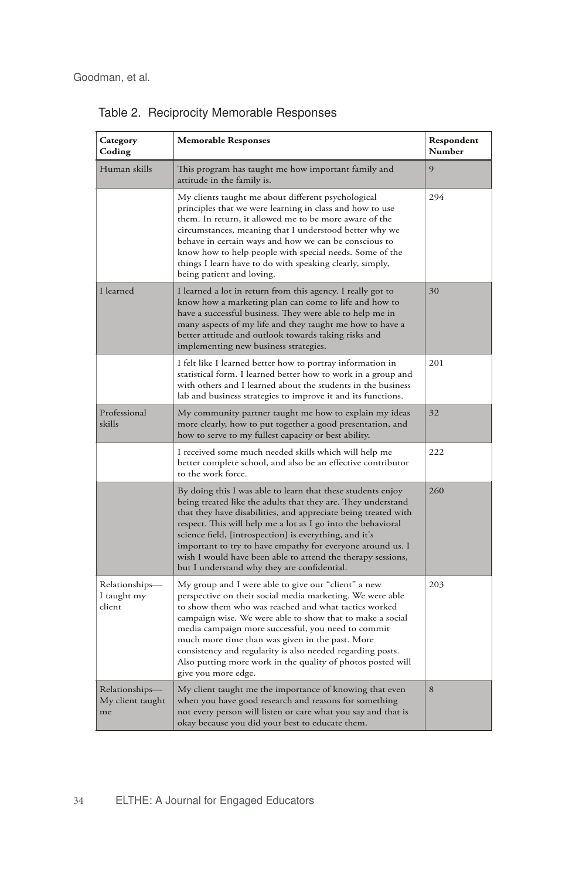Table 2. Reciprocity Memorable Responses

| Category Coding | Memorable Responses | Respondent Number |
|---|---|---|
| Human skills | This program has taught me how important family and attitude in the family is. | 9 |
| | My clients taught me about different psychological principles that we were learning in class and how to use them. In return, it allowed me to be more aware of the circumstances, meaning that I understood better why we behave in certain ways and how we can be conscious to know how to help people with special needs. Some of the things I learn have to do with speaking clearly, simply, being patient and loving. | 294 |
| I learned | I learned a lot in return from this agency. I really got to know how a marketing plan can come to life and how to have a successful business. They were able to help me in many aspects of my life and they taught me how to have a better attitude and outlook towards taking risks and implementing new business strategies. | 30 |
| | I felt like I learned better how to portray information in statistical form. I learned better how to work in a group and with others and I learned about the students in the business lab and business strategies to improve it and its functions. | 201 |
| Professional skills | My community partner taught me how to explain my ideas more clearly, how to put together a good presentation, and how to serve to my fullest capacity or best ability. | 32 |
| | I received some much needed skills which will help me better complete school, and also be an effective contributor to the work force. | 222 |
| | By doing this I was able to learn that these students enjoy being treated like the adults that they are. They understand that they have disabilities, and appreciate being treated with respect. This will help me a lot as I go into the behavioral science field, [introspection] is everything, and it's important to try to have empathy for everyone around us. I wish I would have been able to attend the therapy sessions, but I understand why they are confidential. | 260 |
| Relationships—I taught my client | My group and I were able to give our "client" a new perspective on their social media marketing. We were able to show them who was reached and what tactics worked campaign wise. We were able to show that to make a social media campaign more successful, you need to commit much more time than was given in the past. More consistency and regularity is also needed regarding posts. Also putting more work in the quality of photos posted will give you more edge. | 203 |
| Relationships—My client taught me | My client taught me the importance of knowing that even when you have good research and reasons for something not every person will listen or care what you say and that is okay because you did your best to educate them. | 8 |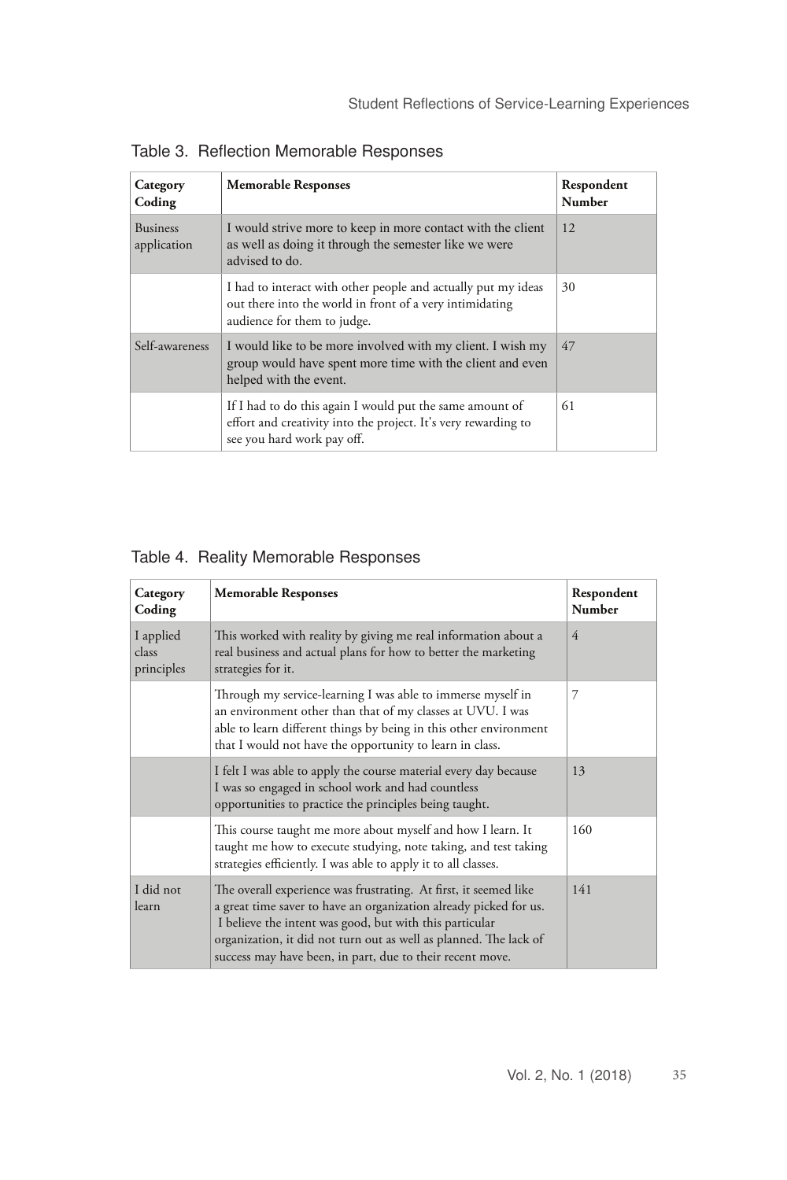Table 3. Reflection Memorable Responses

| Category Coding | Memorable Responses | Respondent Number |
|---|---|---|
| Business application | I would strive more to keep in more contact with the client as well as doing it through the semester like we were advised to do. | 12 |
| | I had to interact with other people and actually put my ideas out there into the world in front of a very intimidating audience for them to judge. | 30 |
| Self-awareness | I would like to be more involved with my client. I wish my group would have spent more time with the client and even helped with the event. | 47 |
| | If I had to do this again I would put the same amount of effort and creativity into the project. It's very rewarding to see you hard work pay off. | 61 |

Table 4. Reality Memorable Responses

| Category Coding | Memorable Responses | Respondent Number |
|---|---|---|
| I applied class principles | This worked with reality by giving me real information about a real business and actual plans for how to better the marketing strategies for it. | 4 |
| | Through my service-learning I was able to immerse myself in an environment other than that of my classes at UVU. I was able to learn different things by being in this other environment that I would not have the opportunity to learn in class. | 7 |
| | I felt I was able to apply the course material every day because I was so engaged in school work and had countless opportunities to practice the principles being taught. | 13 |
| | This course taught me more about myself and how I learn. It taught me how to execute studying, note taking, and test taking strategies efficiently. I was able to apply it to all classes. | 160 |
| I did not learn | The overall experience was frustrating. At first, it seemed like a great time saver to have an organization already picked for us. I believe the intent was good, but with this particular organization, it did not turn out as well as planned. The lack of success may have been, in part, due to their recent move. | 141 |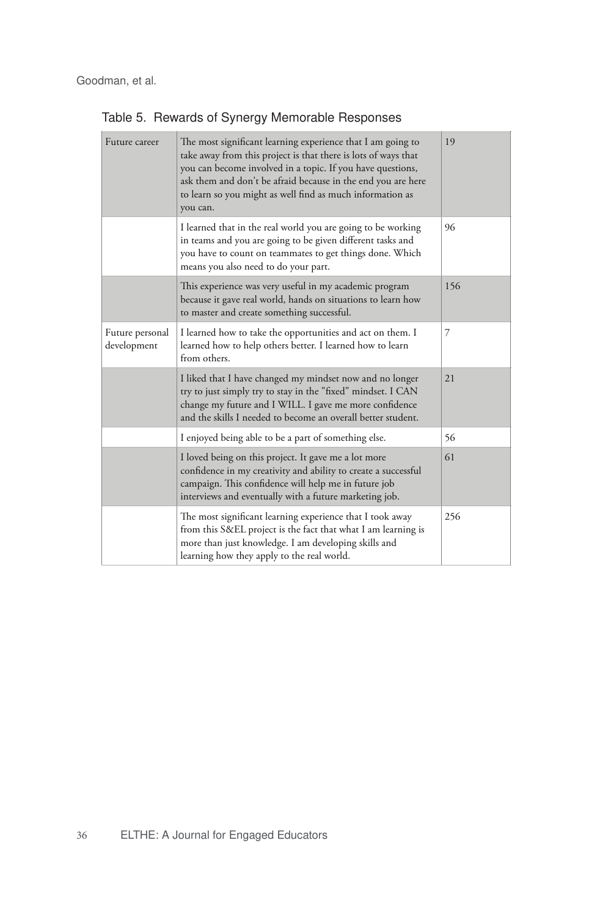Table 5. Rewards of Synergy Memorable Responses

| | | |
|---|---|---|
| Future career | The most significant learning experience that I am going to take away from this project is that there is lots of ways that you can become involved in a topic. If you have questions, ask them and don't be afraid because in the end you are here to learn so you might as well find as much information as you can. | 19 |
| | I learned that in the real world you are going to be working in teams and you are going to be given different tasks and you have to count on teammates to get things done. Which means you also need to do your part. | 96 |
| | This experience was very useful in my academic program because it gave real world, hands on situations to learn how to master and create something successful. | 156 |
| Future personal development | I learned how to take the opportunities and act on them. I learned how to help others better. I learned how to learn from others. | 7 |
| | I liked that I have changed my mindset now and no longer try to just simply try to stay in the "fixed" mindset. I CAN change my future and I WILL. I gave me more confidence and the skills I needed to become an overall better student. | 21 |
| | I enjoyed being able to be a part of something else. | 56 |
| | I loved being on this project. It gave me a lot more confidence in my creativity and ability to create a successful campaign. This confidence will help me in future job interviews and eventually with a future marketing job. | 61 |
| | The most significant learning experience that I took away from this S&EL project is the fact that what I am learning is more than just knowledge. I am developing skills and learning how they apply to the real world. | 256 |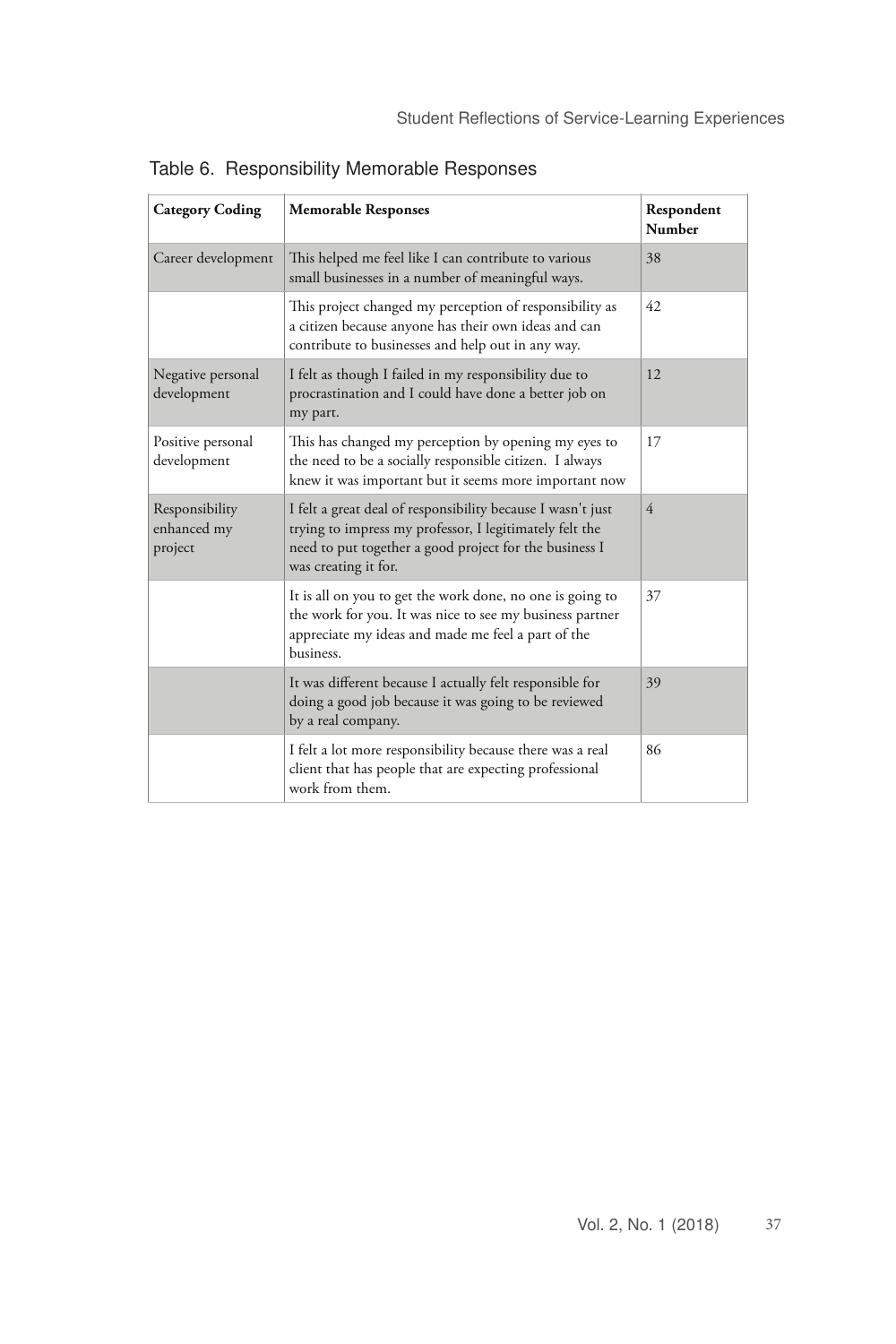Table 6. Responsibility Memorable Responses

| Category Coding | Memorable Responses | Respondent Number |
|---|---|---|
| Career development | This helped me feel like I can contribute to various small businesses in a number of meaningful ways. | 38 |
| | This project changed my perception of responsibility as a citizen because anyone has their own ideas and can contribute to businesses and help out in any way. | 42 |
| Negative personal development | I felt as though I failed in my responsibility due to procrastination and I could have done a better job on my part. | 12 |
| Positive personal development | This has changed my perception by opening my eyes to the need to be a socially responsible citizen. I always knew it was important but it seems more important now | 17 |
| Responsibility enhanced my project | I felt a great deal of responsibility because I wasn't just trying to impress my professor, I legitimately felt the need to put together a good project for the business I was creating it for. | 4 |
| | It is all on you to get the work done, no one is going to the work for you. It was nice to see my business partner appreciate my ideas and made me feel a part of the business. | 37 |
| | It was different because I actually felt responsible for doing a good job because it was going to be reviewed by a real company. | 39 |
| | I felt a lot more responsibility because there was a real client that has people that are expecting professional work from them. | 86 |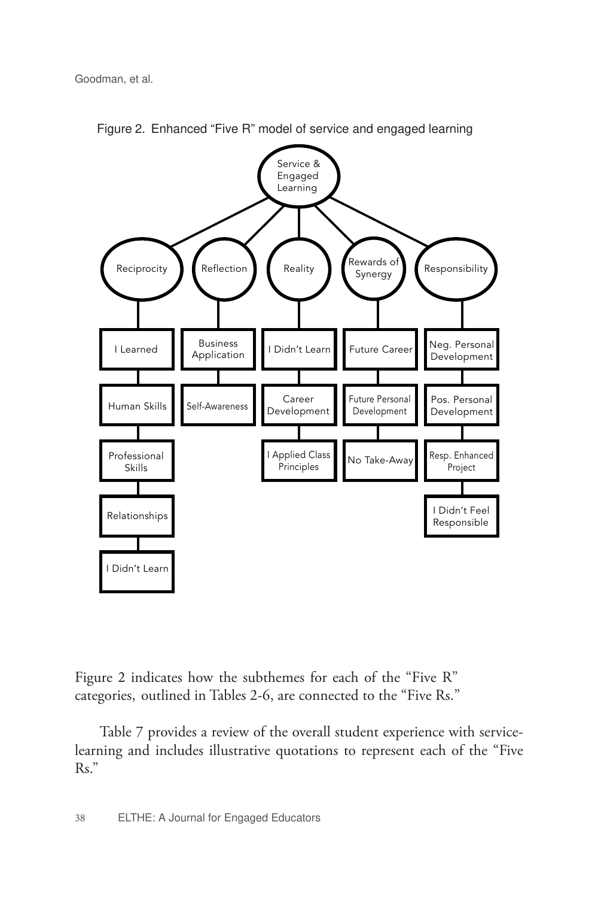Figure 2. Enhanced "Five R" model of service and engaged learning

Service & Engaged Learning

| Reciprocity | Reflection | Reality | Rewards of Synergy | Responsibility |
|---|---|---|---|---|
| I Learned | Business Application | I Didn't Learn | Future Career | Neg. Personal Development |
| Human Skills | Self-Awareness | Career Development | Future Personal Development | Pos. Personal Development |
| Professional Skills | | I Applied Class Principles | No Take-Away | Resp. Enhanced Project |
| Relationships | | | | I Didn't Feel Responsible |
| I Didn't Learn | | | | |

Figure 2 indicates how the subthemes for each of the "Five R" categories, outlined in Tables 2-6, are connected to the "Five Rs."

Table 7 provides a review of the overall student experience with service-learning and includes illustrative quotations to represent each of the "Five Rs."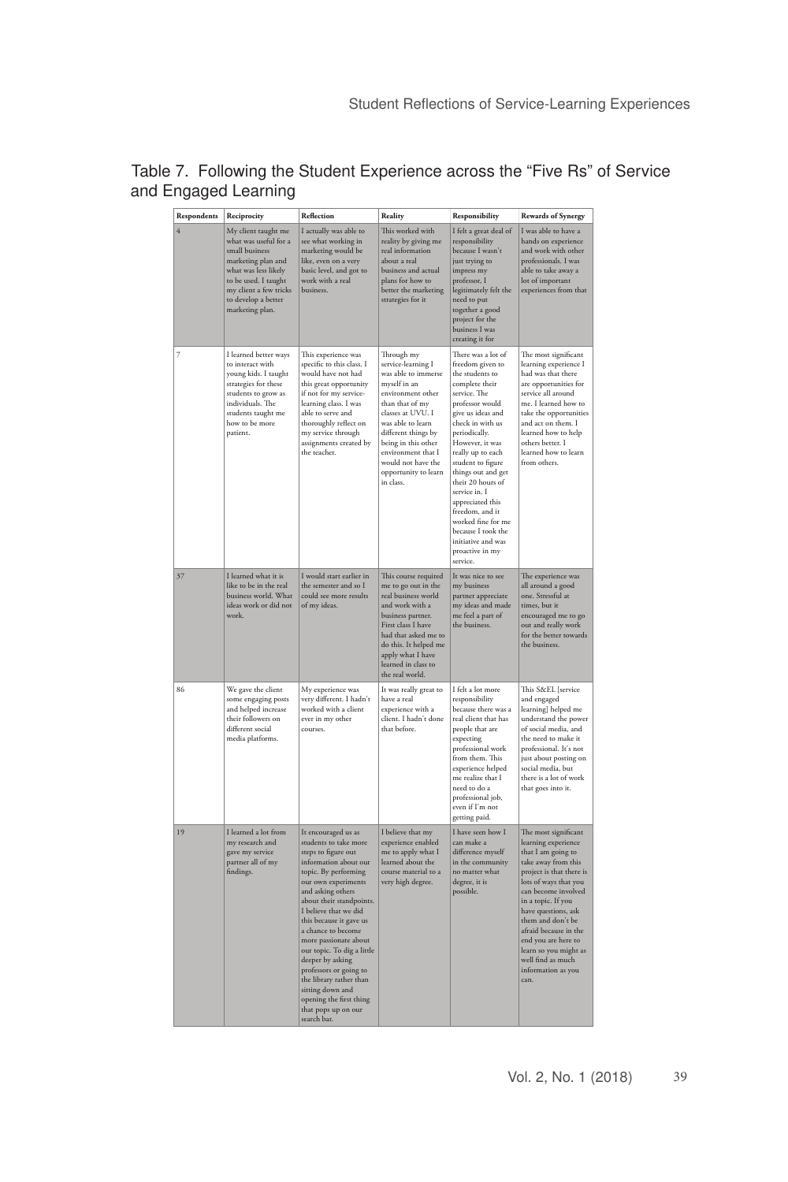Table 7. Following the Student Experience across the "Five Rs" of Service and Engaged Learning

| Respondents | Reciprocity | Reflection | Reality | Responsibility | Rewards of Synergy |
|---|---|---|---|---|---|
| 4 | My client taught me what was useful for a small business marketing plan and what was less likely to be used. I taught my client a few tricks to develop a better marketing plan. | I actually was able to see what working in marketing would be like, even on a very basic level, and got to work with a real business. | This worked with reality by giving me real information about a real business and actual plans for how to better the marketing strategies for it | I felt a great deal of responsibility because I wasn't just trying to impress my professor, I legitimately felt the need to put together a good project for the business I was creating it for | I was able to have a hands on experience and work with other professionals. I was able to take away a lot of important experiences from that |
| 7 | I learned better ways to interact with young kids. I taught strategies for these students to grow as individuals. The students taught me how to be more patient. | This experience was specific to this class. I would have not had this great opportunity if not for my service-learning class. I was able to serve and thoroughly reflect on my service through assignments created by the teacher. | Through my service-learning I was able to immerse myself in an environment other than that of my classes at UVU. I was able to learn different things by being in this other environment that I would not have the opportunity to learn in class. | There was a lot of freedom given to the students to complete their service. The professor would give us ideas and check in with us periodically. However, it was really up to each student to figure things out and get their 20 hours of service in. I appreciated this freedom, and it worked fine for me because I took the initiative and was proactive in my service. | The most significant learning experience I had was that there are opportunities for service all around me. I learned how to take the opportunities and act on them. I learned how to help others better. I learned how to learn from others. |
| 37 | I learned what it is like to be in the real business world. What ideas work or did not work. | I would start earlier in the semester and so I could see more results of my ideas. | This course required me to go out in the real business world and work with a business partner. First class I have had that asked me to do this. It helped me apply what I have learned in class to the real world. | It was nice to see my business partner appreciate my ideas and made me feel a part of the business. | The experience was all around a good one. Stressful at times, but it encouraged me to go out and really work for the better towards the business. |
| 86 | We gave the client some engaging posts and helped increase their followers on different social media platforms. | My experience was very different. I hadn't worked with a client ever in my other courses. | It was really great to have a real experience with a client. I hadn't done that before. | I felt a lot more responsibility because there was a real client that has people that are expecting professional work from them. This experience helped me realize that I need to do a professional job, even if I'm not getting paid. | This S&EL [service and engaged learning] helped me understand the power of social media, and the need to make it professional. It's not just about posting on social media, but there is a lot of work that goes into it. |
| 19 | I learned a lot from my research and gave my service partner all of my findings. | It encouraged us as students to take more steps to figure out information about our topic. By performing our own experiments and asking others about their standpoints. I believe that we did this because it gave us a chance to become more passionate about our topic. To dig a little deeper by asking professors or going to the library rather than sitting down and opening the first thing that pops up on our search bar. | I believe that my experience enabled me to apply what I learned about the course material to a very high degree. | I have seen how I can make a difference myself in the community no matter what degree, it is possible. | The most significant learning experience that I am going to take away from this project is that there is lots of ways that you can become involved in a topic. If you have questions, ask them and don't be afraid because in the end you are here to learn so you might as well find as much information as you can. |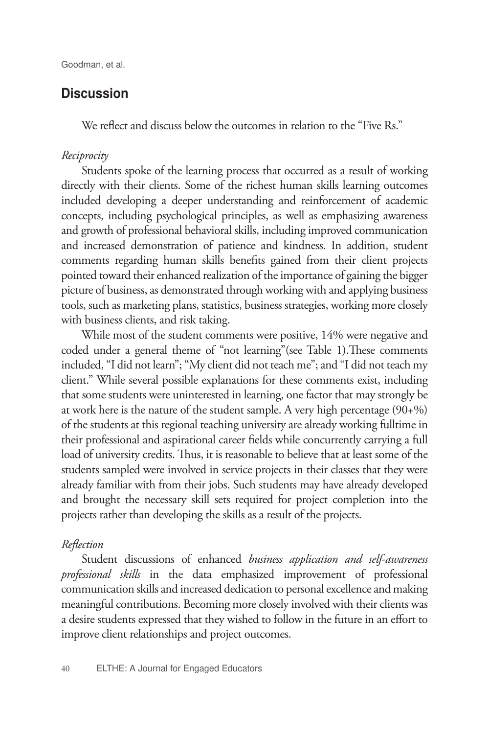## Discussion

We reflect and discuss below the outcomes in relation to the "Five Rs."

*Reciprocity*

Students spoke of the learning process that occurred as a result of working directly with their clients. Some of the richest human skills learning outcomes included developing a deeper understanding and reinforcement of academic concepts, including psychological principles, as well as emphasizing awareness and growth of professional behavioral skills, including improved communication and increased demonstration of patience and kindness. In addition, student comments regarding human skills benefits gained from their client projects pointed toward their enhanced realization of the importance of gaining the bigger picture of business, as demonstrated through working with and applying business tools, such as marketing plans, statistics, business strategies, working more closely with business clients, and risk taking.

While most of the student comments were positive, 14% were negative and coded under a general theme of "not learning"(see Table 1).These comments included, "I did not learn"; "My client did not teach me"; and "I did not teach my client." While several possible explanations for these comments exist, including that some students were uninterested in learning, one factor that may strongly be at work here is the nature of the student sample. A very high percentage (90+%) of the students at this regional teaching university are already working fulltime in their professional and aspirational career fields while concurrently carrying a full load of university credits. Thus, it is reasonable to believe that at least some of the students sampled were involved in service projects in their classes that they were already familiar with from their jobs. Such students may have already developed and brought the necessary skill sets required for project completion into the projects rather than developing the skills as a result of the projects.

*Reflection*

Student discussions of enhanced *business application and self-awareness professional skills* in the data emphasized improvement of professional communication skills and increased dedication to personal excellence and making meaningful contributions. Becoming more closely involved with their clients was a desire students expressed that they wished to follow in the future in an effort to improve client relationships and project outcomes.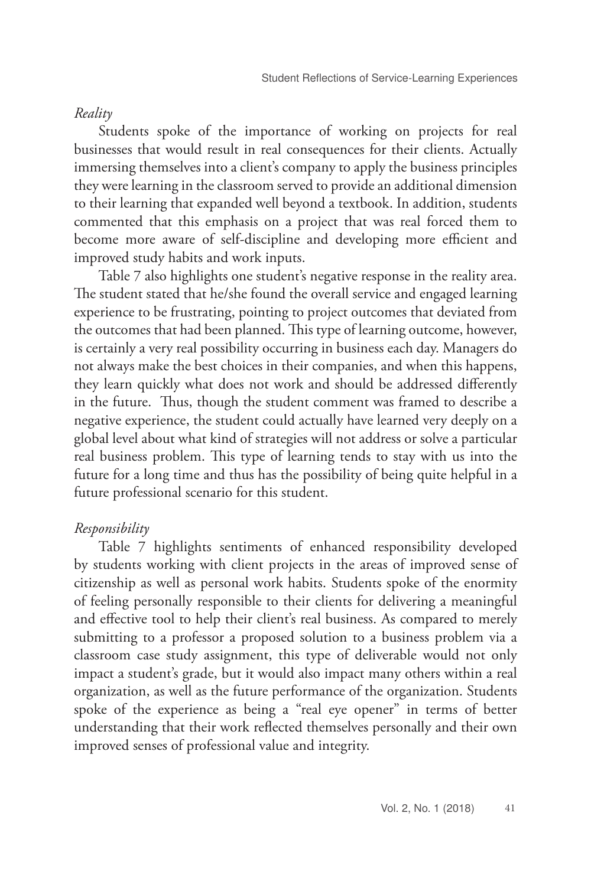*Reality*

Students spoke of the importance of working on projects for real businesses that would result in real consequences for their clients. Actually immersing themselves into a client's company to apply the business principles they were learning in the classroom served to provide an additional dimension to their learning that expanded well beyond a textbook. In addition, students commented that this emphasis on a project that was real forced them to become more aware of self-discipline and developing more efficient and improved study habits and work inputs.

Table 7 also highlights one student's negative response in the reality area. The student stated that he/she found the overall service and engaged learning experience to be frustrating, pointing to project outcomes that deviated from the outcomes that had been planned. This type of learning outcome, however, is certainly a very real possibility occurring in business each day. Managers do not always make the best choices in their companies, and when this happens, they learn quickly what does not work and should be addressed differently in the future. Thus, though the student comment was framed to describe a negative experience, the student could actually have learned very deeply on a global level about what kind of strategies will not address or solve a particular real business problem. This type of learning tends to stay with us into the future for a long time and thus has the possibility of being quite helpful in a future professional scenario for this student.

*Responsibility*

Table 7 highlights sentiments of enhanced responsibility developed by students working with client projects in the areas of improved sense of citizenship as well as personal work habits. Students spoke of the enormity of feeling personally responsible to their clients for delivering a meaningful and effective tool to help their client's real business. As compared to merely submitting to a professor a proposed solution to a business problem via a classroom case study assignment, this type of deliverable would not only impact a student's grade, but it would also impact many others within a real organization, as well as the future performance of the organization. Students spoke of the experience as being a "real eye opener" in terms of better understanding that their work reflected themselves personally and their own improved senses of professional value and integrity.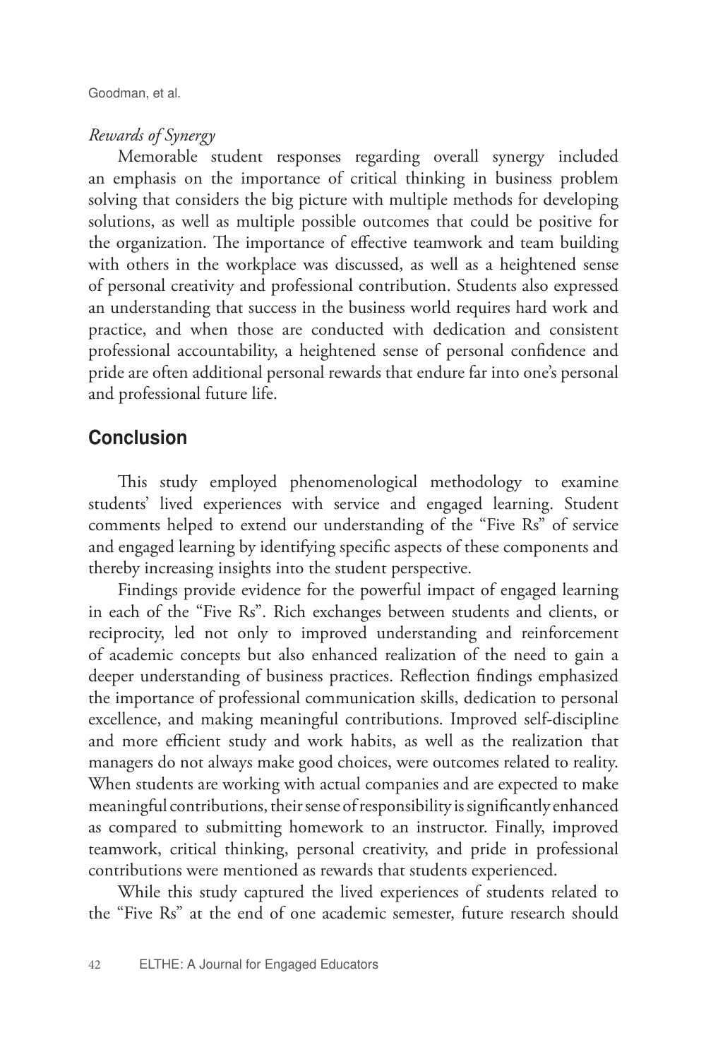*Rewards of Synergy*

Memorable student responses regarding overall synergy included an emphasis on the importance of critical thinking in business problem solving that considers the big picture with multiple methods for developing solutions, as well as multiple possible outcomes that could be positive for the organization. The importance of effective teamwork and team building with others in the workplace was discussed, as well as a heightened sense of personal creativity and professional contribution. Students also expressed an understanding that success in the business world requires hard work and practice, and when those are conducted with dedication and consistent professional accountability, a heightened sense of personal confidence and pride are often additional personal rewards that endure far into one's personal and professional future life.

## Conclusion

This study employed phenomenological methodology to examine students' lived experiences with service and engaged learning. Student comments helped to extend our understanding of the "Five Rs" of service and engaged learning by identifying specific aspects of these components and thereby increasing insights into the student perspective.

Findings provide evidence for the powerful impact of engaged learning in each of the "Five Rs". Rich exchanges between students and clients, or reciprocity, led not only to improved understanding and reinforcement of academic concepts but also enhanced realization of the need to gain a deeper understanding of business practices. Reflection findings emphasized the importance of professional communication skills, dedication to personal excellence, and making meaningful contributions. Improved self-discipline and more efficient study and work habits, as well as the realization that managers do not always make good choices, were outcomes related to reality. When students are working with actual companies and are expected to make meaningful contributions, their sense of responsibility is significantly enhanced as compared to submitting homework to an instructor. Finally, improved teamwork, critical thinking, personal creativity, and pride in professional contributions were mentioned as rewards that students experienced.

While this study captured the lived experiences of students related to the "Five Rs" at the end of one academic semester, future research should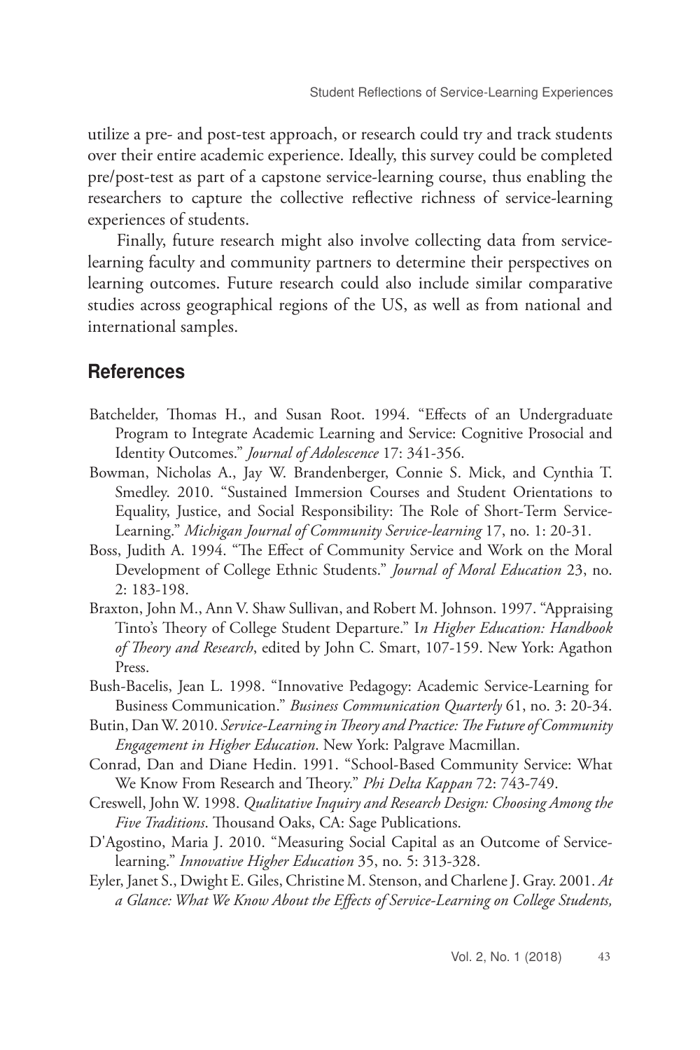utilize a pre- and post-test approach, or research could try and track students over their entire academic experience. Ideally, this survey could be completed pre/post-test as part of a capstone service-learning course, thus enabling the researchers to capture the collective reflective richness of service-learning experiences of students.

Finally, future research might also involve collecting data from service-learning faculty and community partners to determine their perspectives on learning outcomes. Future research could also include similar comparative studies across geographical regions of the US, as well as from national and international samples.

## References

Batchelder, Thomas H., and Susan Root. 1994. "Effects of an Undergraduate Program to Integrate Academic Learning and Service: Cognitive Prosocial and Identity Outcomes." *Journal of Adolescence* 17: 341-356.

Bowman, Nicholas A., Jay W. Brandenberger, Connie S. Mick, and Cynthia T. Smedley. 2010. "Sustained Immersion Courses and Student Orientations to Equality, Justice, and Social Responsibility: The Role of Short-Term Service-Learning." *Michigan Journal of Community Service-learning* 17, no. 1: 20-31.

Boss, Judith A. 1994. "The Effect of Community Service and Work on the Moral Development of College Ethnic Students." *Journal of Moral Education* 23, no. 2: 183-198.

Braxton, John M., Ann V. Shaw Sullivan, and Robert M. Johnson. 1997. "Appraising Tinto's Theory of College Student Departure." I*n Higher Education: Handbook of Theory and Research*, edited by John C. Smart, 107-159. New York: Agathon Press.

Bush-Bacelis, Jean L. 1998. "Innovative Pedagogy: Academic Service-Learning for Business Communication." *Business Communication Quarterly* 61, no. 3: 20-34.

Butin, Dan W. 2010. *Service-Learning in Theory and Practice: The Future of Community Engagement in Higher Education*. New York: Palgrave Macmillan.

Conrad, Dan and Diane Hedin. 1991. "School-Based Community Service: What We Know From Research and Theory." *Phi Delta Kappan* 72: 743-749.

Creswell, John W. 1998. *Qualitative Inquiry and Research Design: Choosing Among the Five Traditions*. Thousand Oaks, CA: Sage Publications.

D'Agostino, Maria J. 2010. "Measuring Social Capital as an Outcome of Service-learning." *Innovative Higher Education* 35, no. 5: 313-328.

Eyler, Janet S., Dwight E. Giles, Christine M. Stenson, and Charlene J. Gray. 2001. *At a Glance: What We Know About the Effects of Service-Learning on College Students,*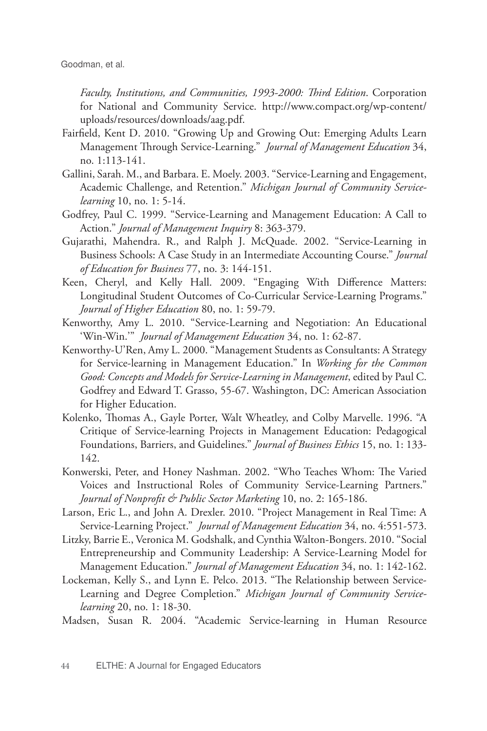*Faculty, Institutions, and Communities, 1993-2000: Third Edition*. Corporation for National and Community Service. http://www.compact.org/wp-content/uploads/resources/downloads/aag.pdf.

Fairfield, Kent D. 2010. "Growing Up and Growing Out: Emerging Adults Learn Management Through Service-Learning." *Journal of Management Education* 34, no. 1:113-141.

Gallini, Sarah. M., and Barbara. E. Moely. 2003. "Service-Learning and Engagement, Academic Challenge, and Retention." *Michigan Journal of Community Service-learning* 10, no. 1: 5-14.

Godfrey, Paul C. 1999. "Service-Learning and Management Education: A Call to Action." *Journal of Management Inquiry* 8: 363-379.

Gujarathi, Mahendra. R., and Ralph J. McQuade. 2002. "Service-Learning in Business Schools: A Case Study in an Intermediate Accounting Course." *Journal of Education for Business* 77, no. 3: 144-151.

Keen, Cheryl, and Kelly Hall. 2009. "Engaging With Difference Matters: Longitudinal Student Outcomes of Co-Curricular Service-Learning Programs." *Journal of Higher Education* 80, no. 1: 59-79.

Kenworthy, Amy L. 2010. "Service-Learning and Negotiation: An Educational 'Win-Win.'" *Journal of Management Education* 34, no. 1: 62-87.

Kenworthy-U'Ren, Amy L. 2000. "Management Students as Consultants: A Strategy for Service-learning in Management Education." In *Working for the Common Good: Concepts and Models for Service-Learning in Management*, edited by Paul C. Godfrey and Edward T. Grasso, 55-67. Washington, DC: American Association for Higher Education.

Kolenko, Thomas A., Gayle Porter, Walt Wheatley, and Colby Marvelle. 1996. "A Critique of Service-learning Projects in Management Education: Pedagogical Foundations, Barriers, and Guidelines." *Journal of Business Ethics* 15, no. 1: 133-142.

Konwerski, Peter, and Honey Nashman. 2002. "Who Teaches Whom: The Varied Voices and Instructional Roles of Community Service-Learning Partners." *Journal of Nonprofit & Public Sector Marketing* 10, no. 2: 165-186.

Larson, Eric L., and John A. Drexler. 2010. "Project Management in Real Time: A Service-Learning Project." *Journal of Management Education* 34, no. 4:551-573.

Litzky, Barrie E., Veronica M. Godshalk, and Cynthia Walton-Bongers. 2010. "Social Entrepreneurship and Community Leadership: A Service-Learning Model for Management Education." *Journal of Management Education* 34, no. 1: 142-162.

Lockeman, Kelly S., and Lynn E. Pelco. 2013. "The Relationship between Service-Learning and Degree Completion." *Michigan Journal of Community Service-learning* 20, no. 1: 18-30.

Madsen, Susan R. 2004. "Academic Service-learning in Human Resource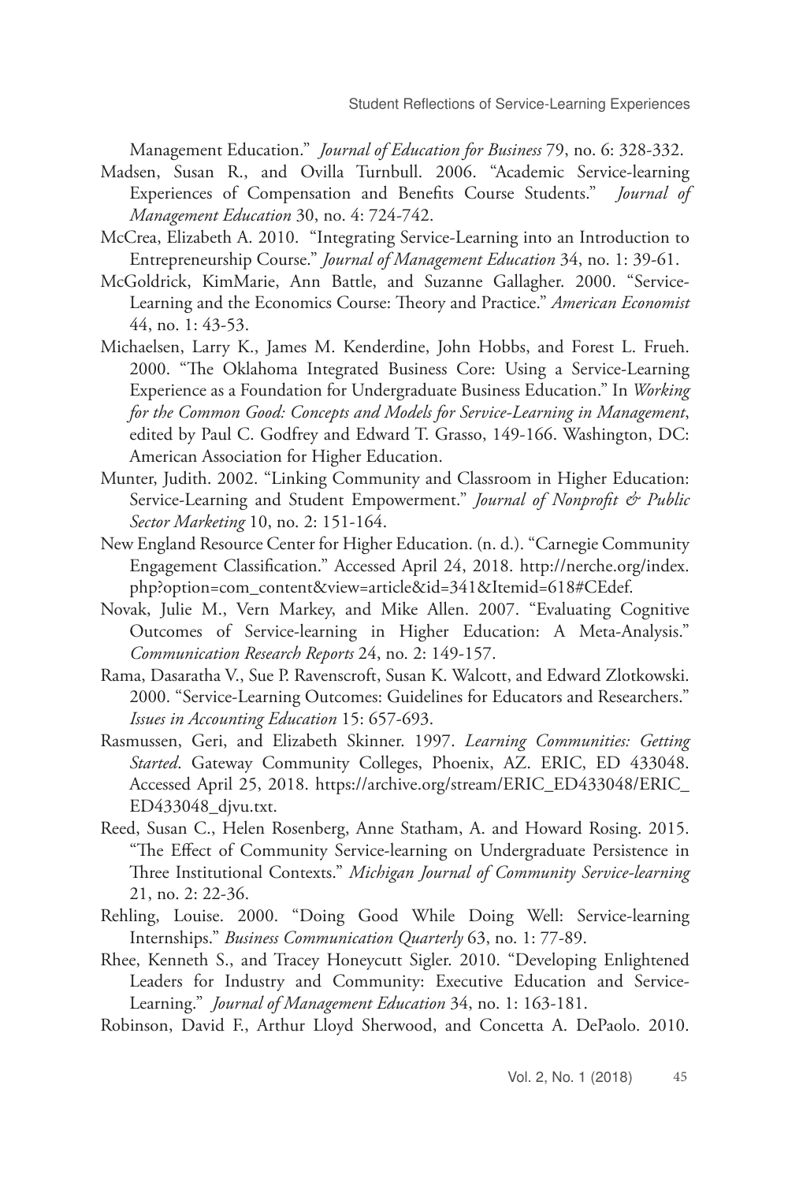Management Education." *Journal of Education for Business* 79, no. 6: 328-332.

Madsen, Susan R., and Ovilla Turnbull. 2006. "Academic Service-learning Experiences of Compensation and Benefits Course Students." *Journal of Management Education* 30, no. 4: 724-742.

McCrea, Elizabeth A. 2010. "Integrating Service-Learning into an Introduction to Entrepreneurship Course." *Journal of Management Education* 34, no. 1: 39-61.

McGoldrick, KimMarie, Ann Battle, and Suzanne Gallagher. 2000. "Service-Learning and the Economics Course: Theory and Practice." *American Economist* 44, no. 1: 43-53.

Michaelsen, Larry K., James M. Kenderdine, John Hobbs, and Forest L. Frueh. 2000. "The Oklahoma Integrated Business Core: Using a Service-Learning Experience as a Foundation for Undergraduate Business Education." In *Working for the Common Good: Concepts and Models for Service-Learning in Management*, edited by Paul C. Godfrey and Edward T. Grasso, 149-166. Washington, DC: American Association for Higher Education.

Munter, Judith. 2002. "Linking Community and Classroom in Higher Education: Service-Learning and Student Empowerment." *Journal of Nonprofit & Public Sector Marketing* 10, no. 2: 151-164.

New England Resource Center for Higher Education. (n. d.). "Carnegie Community Engagement Classification." Accessed April 24, 2018. http://nerche.org/index.php?option=com_content&view=article&id=341&Itemid=618#CEdef.

Novak, Julie M., Vern Markey, and Mike Allen. 2007. "Evaluating Cognitive Outcomes of Service-learning in Higher Education: A Meta-Analysis." *Communication Research Reports* 24, no. 2: 149-157.

Rama, Dasaratha V., Sue P. Ravenscroft, Susan K. Walcott, and Edward Zlotkowski. 2000. "Service-Learning Outcomes: Guidelines for Educators and Researchers." *Issues in Accounting Education* 15: 657-693.

Rasmussen, Geri, and Elizabeth Skinner. 1997. *Learning Communities: Getting Started*. Gateway Community Colleges, Phoenix, AZ. ERIC, ED 433048. Accessed April 25, 2018. https://archive.org/stream/ERIC_ED433048/ERIC_ED433048_djvu.txt.

Reed, Susan C., Helen Rosenberg, Anne Statham, A. and Howard Rosing. 2015. "The Effect of Community Service-learning on Undergraduate Persistence in Three Institutional Contexts." *Michigan Journal of Community Service-learning* 21, no. 2: 22-36.

Rehling, Louise. 2000. "Doing Good While Doing Well: Service-learning Internships." *Business Communication Quarterly* 63, no. 1: 77-89.

Rhee, Kenneth S., and Tracey Honeycutt Sigler. 2010. "Developing Enlightened Leaders for Industry and Community: Executive Education and Service-Learning." *Journal of Management Education* 34, no. 1: 163-181.

Robinson, David F., Arthur Lloyd Sherwood, and Concetta A. DePaolo. 2010.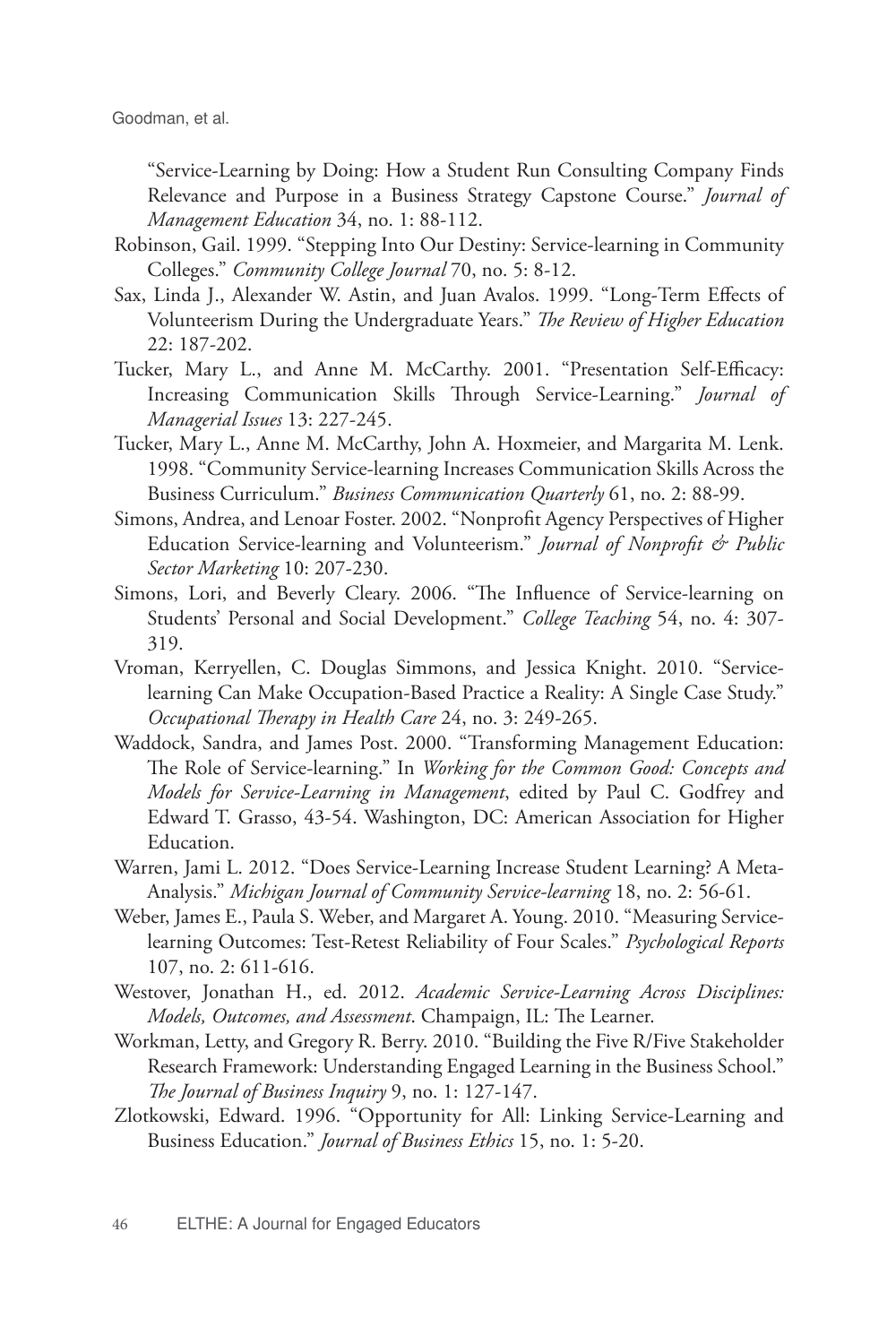"Service-Learning by Doing: How a Student Run Consulting Company Finds Relevance and Purpose in a Business Strategy Capstone Course." *Journal of Management Education* 34, no. 1: 88-112.

Robinson, Gail. 1999. "Stepping Into Our Destiny: Service-learning in Community Colleges." *Community College Journal* 70, no. 5: 8-12.

Sax, Linda J., Alexander W. Astin, and Juan Avalos. 1999. "Long-Term Effects of Volunteerism During the Undergraduate Years." *The Review of Higher Education* 22: 187-202.

Tucker, Mary L., and Anne M. McCarthy. 2001. "Presentation Self-Efficacy: Increasing Communication Skills Through Service-Learning." *Journal of Managerial Issues* 13: 227-245.

Tucker, Mary L., Anne M. McCarthy, John A. Hoxmeier, and Margarita M. Lenk. 1998. "Community Service-learning Increases Communication Skills Across the Business Curriculum." *Business Communication Quarterly* 61, no. 2: 88-99.

Simons, Andrea, and Lenoar Foster. 2002. "Nonprofit Agency Perspectives of Higher Education Service-learning and Volunteerism." *Journal of Nonprofit & Public Sector Marketing* 10: 207-230.

Simons, Lori, and Beverly Cleary. 2006. "The Influence of Service-learning on Students' Personal and Social Development." *College Teaching* 54, no. 4: 307-319.

Vroman, Kerryellen, C. Douglas Simmons, and Jessica Knight. 2010. "Service-learning Can Make Occupation-Based Practice a Reality: A Single Case Study." *Occupational Therapy in Health Care* 24, no. 3: 249-265.

Waddock, Sandra, and James Post. 2000. "Transforming Management Education: The Role of Service-learning." In *Working for the Common Good: Concepts and Models for Service-Learning in Management*, edited by Paul C. Godfrey and Edward T. Grasso, 43-54. Washington, DC: American Association for Higher Education.

Warren, Jami L. 2012. "Does Service-Learning Increase Student Learning? A Meta-Analysis." *Michigan Journal of Community Service-learning* 18, no. 2: 56-61.

Weber, James E., Paula S. Weber, and Margaret A. Young. 2010. "Measuring Service-learning Outcomes: Test-Retest Reliability of Four Scales." *Psychological Reports* 107, no. 2: 611-616.

Westover, Jonathan H., ed. 2012. *Academic Service-Learning Across Disciplines: Models, Outcomes, and Assessment*. Champaign, IL: The Learner.

Workman, Letty, and Gregory R. Berry. 2010. "Building the Five R/Five Stakeholder Research Framework: Understanding Engaged Learning in the Business School." *The Journal of Business Inquiry* 9, no. 1: 127-147.

Zlotkowski, Edward. 1996. "Opportunity for All: Linking Service-Learning and Business Education." *Journal of Business Ethics* 15, no. 1: 5-20.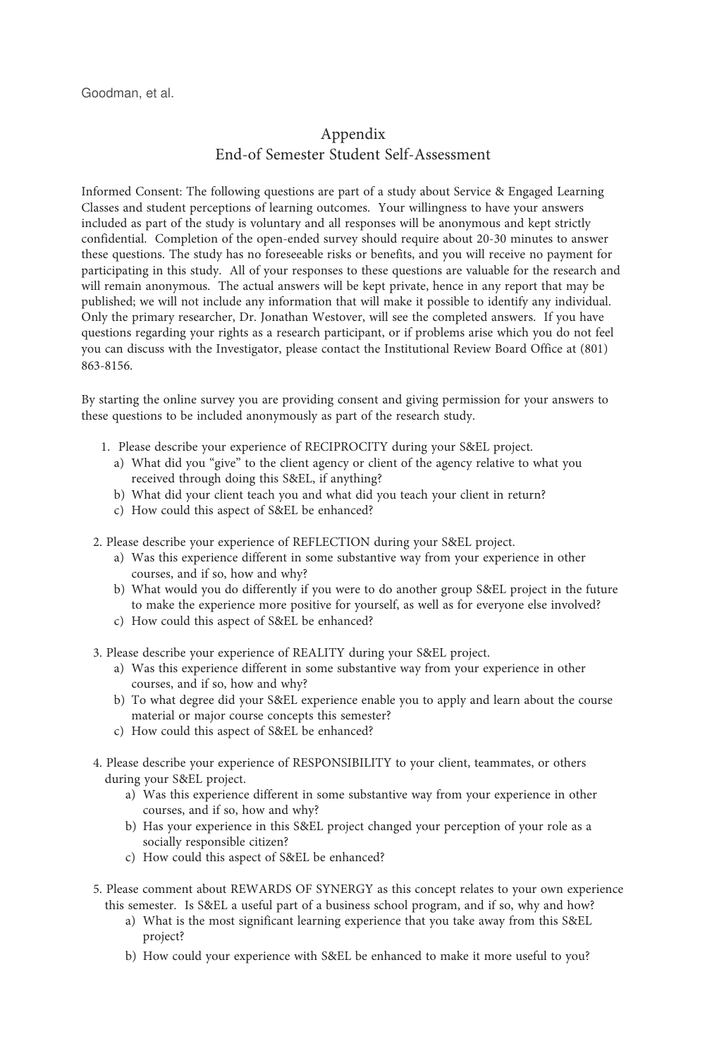# Appendix
## End-of Semester Student Self-Assessment

Informed Consent: The following questions are part of a study about Service & Engaged Learning Classes and student perceptions of learning outcomes. Your willingness to have your answers included as part of the study is voluntary and all responses will be anonymous and kept strictly confidential. Completion of the open-ended survey should require about 20-30 minutes to answer these questions. The study has no foreseeable risks or benefits, and you will receive no payment for participating in this study. All of your responses to these questions are valuable for the research and will remain anonymous. The actual answers will be kept private, hence in any report that may be published; we will not include any information that will make it possible to identify any individual. Only the primary researcher, Dr. Jonathan Westover, will see the completed answers. If you have questions regarding your rights as a research participant, or if problems arise which you do not feel you can discuss with the Investigator, please contact the Institutional Review Board Office at (801) 863-8156.

By starting the online survey you are providing consent and giving permission for your answers to these questions to be included anonymously as part of the research study.

1. Please describe your experience of RECIPROCITY during your S&EL project.
   a) What did you "give" to the client agency or client of the agency relative to what you received through doing this S&EL, if anything?
   b) What did your client teach you and what did you teach your client in return?
   c) How could this aspect of S&EL be enhanced?

2. Please describe your experience of REFLECTION during your S&EL project.
   a) Was this experience different in some substantive way from your experience in other courses, and if so, how and why?
   b) What would you do differently if you were to do another group S&EL project in the future to make the experience more positive for yourself, as well as for everyone else involved?
   c) How could this aspect of S&EL be enhanced?

3. Please describe your experience of REALITY during your S&EL project.
   a) Was this experience different in some substantive way from your experience in other courses, and if so, how and why?
   b) To what degree did your S&EL experience enable you to apply and learn about the course material or major course concepts this semester?
   c) How could this aspect of S&EL be enhanced?

4. Please describe your experience of RESPONSIBILITY to your client, teammates, or others during your S&EL project.
   a) Was this experience different in some substantive way from your experience in other courses, and if so, how and why?
   b) Has your experience in this S&EL project changed your perception of your role as a socially responsible citizen?
   c) How could this aspect of S&EL be enhanced?

5. Please comment about REWARDS OF SYNERGY as this concept relates to your own experience this semester. Is S&EL a useful part of a business school program, and if so, why and how?
   a) What is the most significant learning experience that you take away from this S&EL project?
   b) How could your experience with S&EL be enhanced to make it more useful to you?